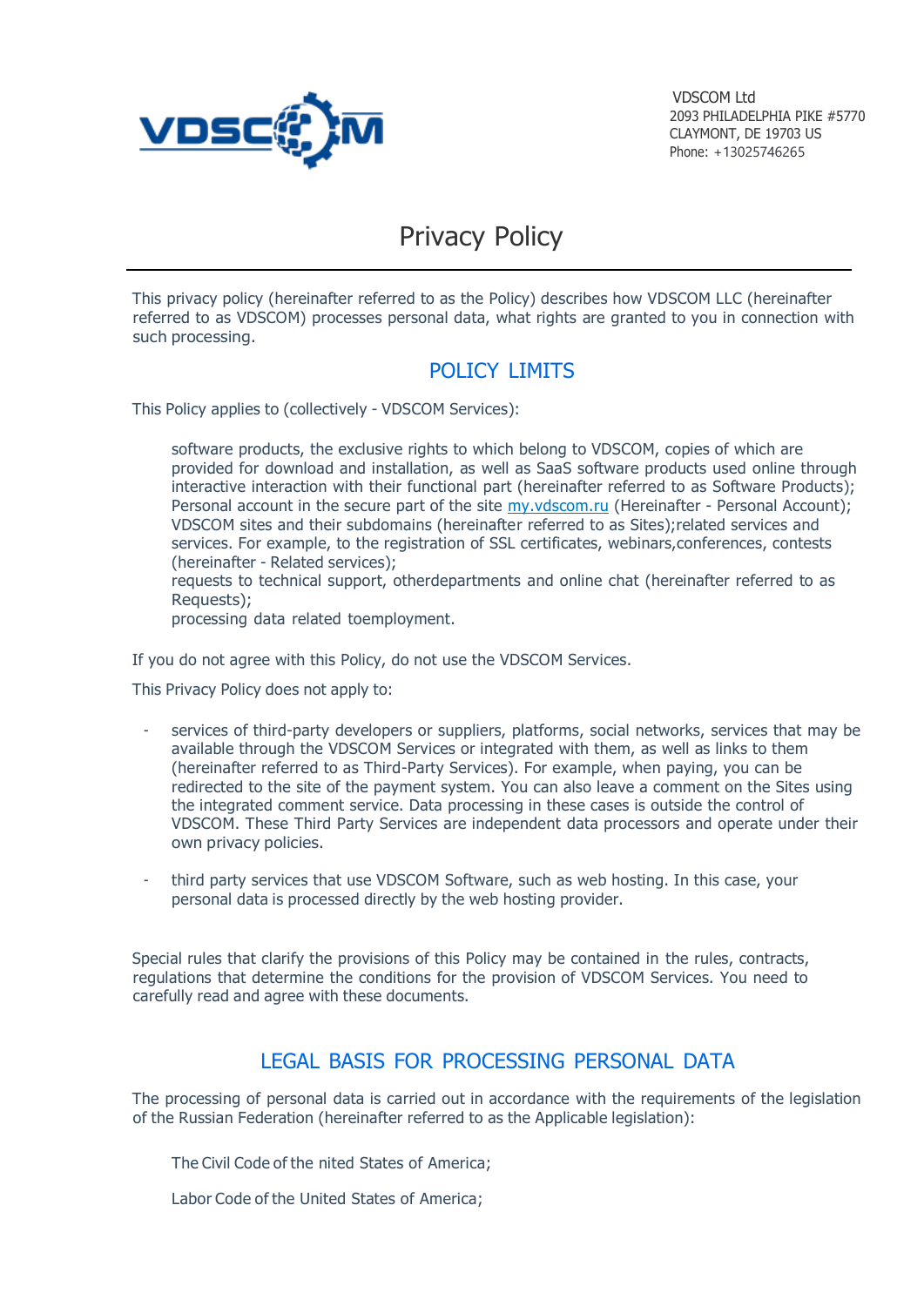VDSCOM Ltd
2093 PHILADELPHIA PIKE #5770
CLAYMONT, DE 19703 US
Phone: +13025746265

# Privacy Policy

This privacy policy (hereinafter referred to as the Policy) describes how VDSCOM LLC (hereinafter referred to as VDSCOM) processes personal data, what rights are granted to you in connection with such processing.

## POLICY LIMITS

This Policy applies to (collectively - VDSCOM Services):

software products, the exclusive rights to which belong to VDSCOM, copies of which are provided for download and installation, as well as SaaS software products used online through interactive interaction with their functional part (hereinafter referred to as Software Products);
Personal account in the secure part of the site [my.vdscom.ru](my.vdscom.ru) (Hereinafter - Personal Account);
VDSCOM sites and their subdomains (hereinafter referred to as Sites);related services and services. For example, to the registration of SSL certificates, webinars,conferences, contests (hereinafter - Related services);
requests to technical support, otherdepartments and online chat (hereinafter referred to as Requests);
processing data related toemployment.

If you do not agree with this Policy, do not use the VDSCOM Services.

This Privacy Policy does not apply to:

- services of third-party developers or suppliers, platforms, social networks, services that may be available through the VDSCOM Services or integrated with them, as well as links to them (hereinafter referred to as Third-Party Services). For example, when paying, you can be redirected to the site of the payment system. You can also leave a comment on the Sites using the integrated comment service. Data processing in these cases is outside the control of VDSCOM. These Third Party Services are independent data processors and operate under their own privacy policies.

- third party services that use VDSCOM Software, such as web hosting. In this case, your personal data is processed directly by the web hosting provider.

Special rules that clarify the provisions of this Policy may be contained in the rules, contracts, regulations that determine the conditions for the provision of VDSCOM Services. You need to carefully read and agree with these documents.

## LEGAL BASIS FOR PROCESSING PERSONAL DATA

The processing of personal data is carried out in accordance with the requirements of the legislation of the Russian Federation (hereinafter referred to as the Applicable legislation):

The Civil Code of the nited States of America;

Labor Code of the United States of America;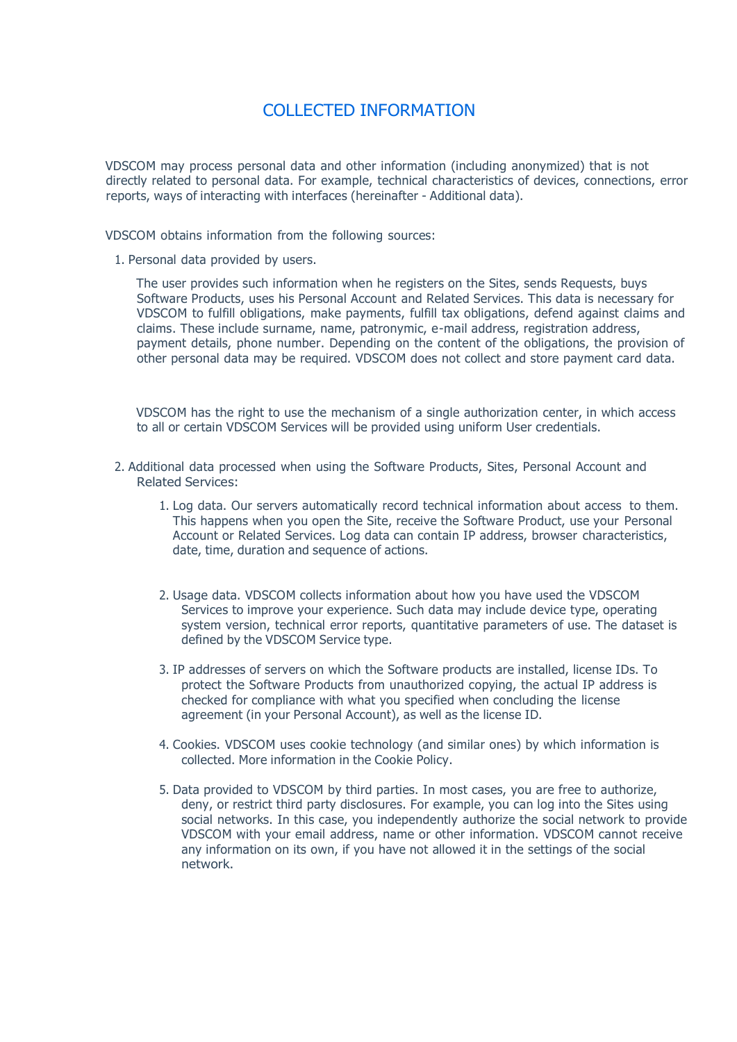# COLLECTED INFORMATION

VDSCOM may process personal data and other information (including anonymized) that is not directly related to personal data. For example, technical characteristics of devices, connections, error reports, ways of interacting with interfaces (hereinafter - Additional data).

VDSCOM obtains information from the following sources:

1. Personal data provided by users.

   The user provides such information when he registers on the Sites, sends Requests, buys Software Products, uses his Personal Account and Related Services. This data is necessary for VDSCOM to fulfill obligations, make payments, fulfill tax obligations, defend against claims and claims. These include surname, name, patronymic, e-mail address, registration address, payment details, phone number. Depending on the content of the obligations, the provision of other personal data may be required. VDSCOM does not collect and store payment card data.

   VDSCOM has the right to use the mechanism of a single authorization center, in which access to all or certain VDSCOM Services will be provided using uniform User credentials.

2. Additional data processed when using the Software Products, Sites, Personal Account and Related Services:

   1. Log data. Our servers automatically record technical information about access to them. This happens when you open the Site, receive the Software Product, use your Personal Account or Related Services. Log data can contain IP address, browser characteristics, date, time, duration and sequence of actions.

   2. Usage data. VDSCOM collects information about how you have used the VDSCOM Services to improve your experience. Such data may include device type, operating system version, technical error reports, quantitative parameters of use. The dataset is defined by the VDSCOM Service type.

   3. IP addresses of servers on which the Software products are installed, license IDs. To protect the Software Products from unauthorized copying, the actual IP address is checked for compliance with what you specified when concluding the license agreement (in your Personal Account), as well as the license ID.

   4. Cookies. VDSCOM uses cookie technology (and similar ones) by which information is collected. More information in the Cookie Policy.

   5. Data provided to VDSCOM by third parties. In most cases, you are free to authorize, deny, or restrict third party disclosures. For example, you can log into the Sites using social networks. In this case, you independently authorize the social network to provide VDSCOM with your email address, name or other information. VDSCOM cannot receive any information on its own, if you have not allowed it in the settings of the social network.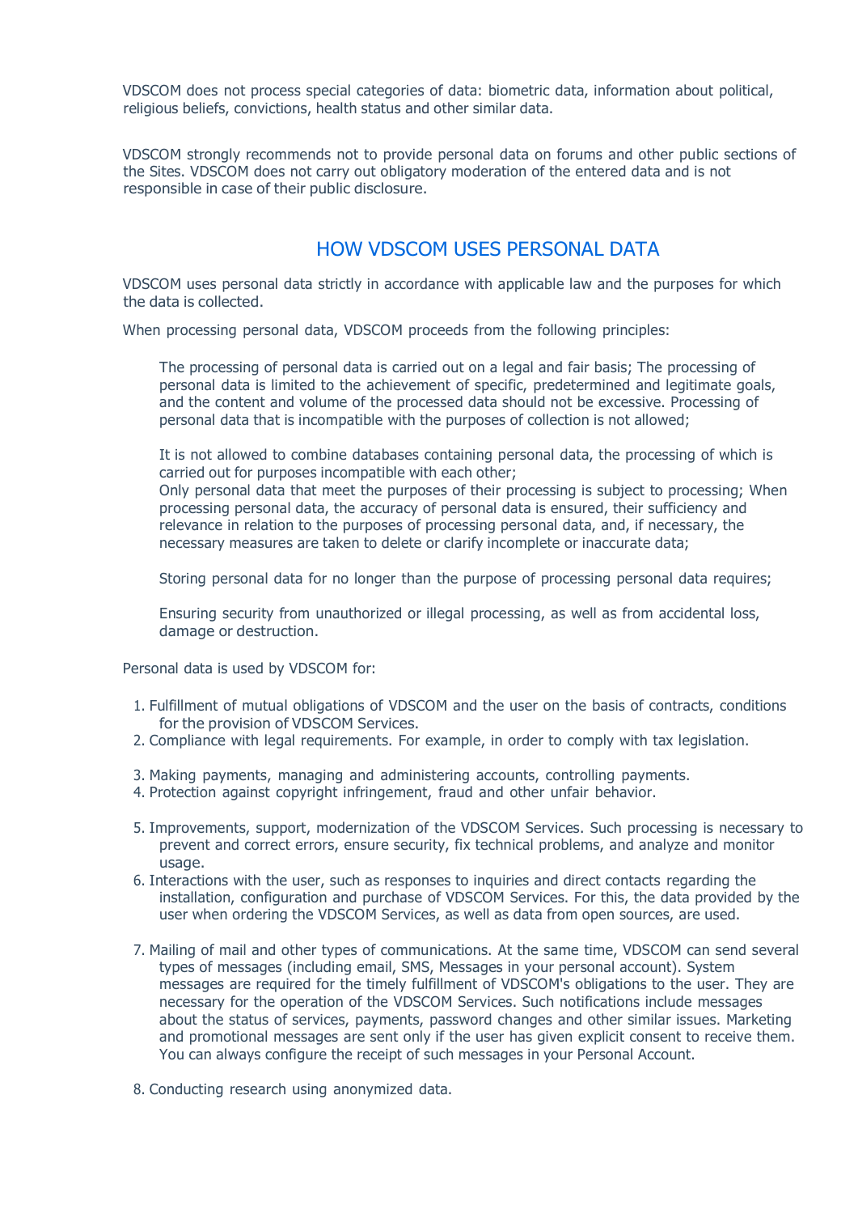VDSCOM does not process special categories of data: biometric data, information about political, religious beliefs, convictions, health status and other similar data.

VDSCOM strongly recommends not to provide personal data on forums and other public sections of the Sites. VDSCOM does not carry out obligatory moderation of the entered data and is not responsible in case of their public disclosure.

## HOW VDSCOM USES PERSONAL DATA

VDSCOM uses personal data strictly in accordance with applicable law and the purposes for which the data is collected.

When processing personal data, VDSCOM proceeds from the following principles:

> The processing of personal data is carried out on a legal and fair basis; The processing of personal data is limited to the achievement of specific, predetermined and legitimate goals, and the content and volume of the processed data should not be excessive. Processing of personal data that is incompatible with the purposes of collection is not allowed;
>
> It is not allowed to combine databases containing personal data, the processing of which is carried out for purposes incompatible with each other;
> Only personal data that meet the purposes of their processing is subject to processing; When processing personal data, the accuracy of personal data is ensured, their sufficiency and relevance in relation to the purposes of processing personal data, and, if necessary, the necessary measures are taken to delete or clarify incomplete or inaccurate data;
>
> Storing personal data for no longer than the purpose of processing personal data requires;
>
> Ensuring security from unauthorized or illegal processing, as well as from accidental loss, damage or destruction.

Personal data is used by VDSCOM for:

1. Fulfillment of mutual obligations of VDSCOM and the user on the basis of contracts, conditions for the provision of VDSCOM Services.
2. Compliance with legal requirements. For example, in order to comply with tax legislation.
3. Making payments, managing and administering accounts, controlling payments.
4. Protection against copyright infringement, fraud and other unfair behavior.
5. Improvements, support, modernization of the VDSCOM Services. Such processing is necessary to prevent and correct errors, ensure security, fix technical problems, and analyze and monitor usage.
6. Interactions with the user, such as responses to inquiries and direct contacts regarding the installation, configuration and purchase of VDSCOM Services. For this, the data provided by the user when ordering the VDSCOM Services, as well as data from open sources, are used.
7. Mailing of mail and other types of communications. At the same time, VDSCOM can send several types of messages (including email, SMS, Messages in your personal account). System messages are required for the timely fulfillment of VDSCOM's obligations to the user. They are necessary for the operation of the VDSCOM Services. Such notifications include messages about the status of services, payments, password changes and other similar issues. Marketing and promotional messages are sent only if the user has given explicit consent to receive them. You can always configure the receipt of such messages in your Personal Account.
8. Conducting research using anonymized data.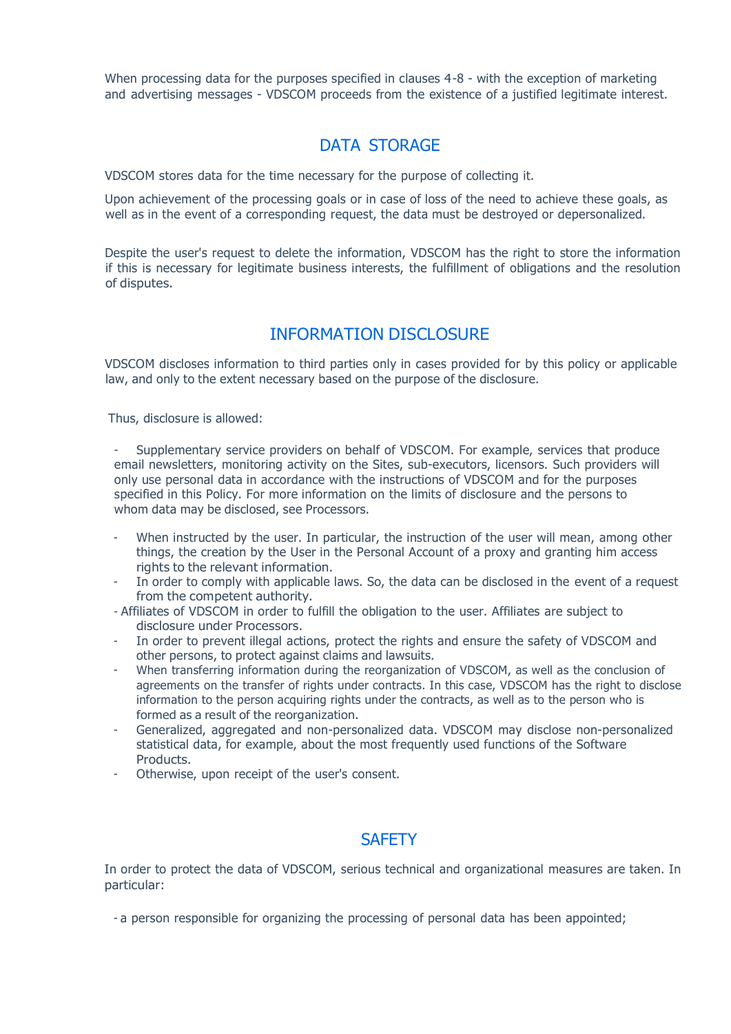When processing data for the purposes specified in clauses 4-8 - with the exception of marketing and advertising messages - VDSCOM proceeds from the existence of a justified legitimate interest.

## DATA STORAGE

VDSCOM stores data for the time necessary for the purpose of collecting it.

Upon achievement of the processing goals or in case of loss of the need to achieve these goals, as well as in the event of a corresponding request, the data must be destroyed or depersonalized.

Despite the user's request to delete the information, VDSCOM has the right to store the information if this is necessary for legitimate business interests, the fulfillment of obligations and the resolution of disputes.

## INFORMATION DISCLOSURE

VDSCOM discloses information to third parties only in cases provided for by this policy or applicable law, and only to the extent necessary based on the purpose of the disclosure.

Thus, disclosure is allowed:

- Supplementary service providers on behalf of VDSCOM. For example, services that produce email newsletters, monitoring activity on the Sites, sub-executors, licensors. Such providers will only use personal data in accordance with the instructions of VDSCOM and for the purposes specified in this Policy. For more information on the limits of disclosure and the persons to whom data may be disclosed, see Processors.
- When instructed by the user. In particular, the instruction of the user will mean, among other things, the creation by the User in the Personal Account of a proxy and granting him access rights to the relevant information.
- In order to comply with applicable laws. So, the data can be disclosed in the event of a request from the competent authority.
- Affiliates of VDSCOM in order to fulfill the obligation to the user. Affiliates are subject to disclosure under Processors.
- In order to prevent illegal actions, protect the rights and ensure the safety of VDSCOM and other persons, to protect against claims and lawsuits.
- When transferring information during the reorganization of VDSCOM, as well as the conclusion of agreements on the transfer of rights under contracts. In this case, VDSCOM has the right to disclose information to the person acquiring rights under the contracts, as well as to the person who is formed as a result of the reorganization.
- Generalized, aggregated and non-personalized data. VDSCOM may disclose non-personalized statistical data, for example, about the most frequently used functions of the Software Products.
- Otherwise, upon receipt of the user's consent.

## SAFETY

In order to protect the data of VDSCOM, serious technical and organizational measures are taken. In particular:

- a person responsible for organizing the processing of personal data has been appointed;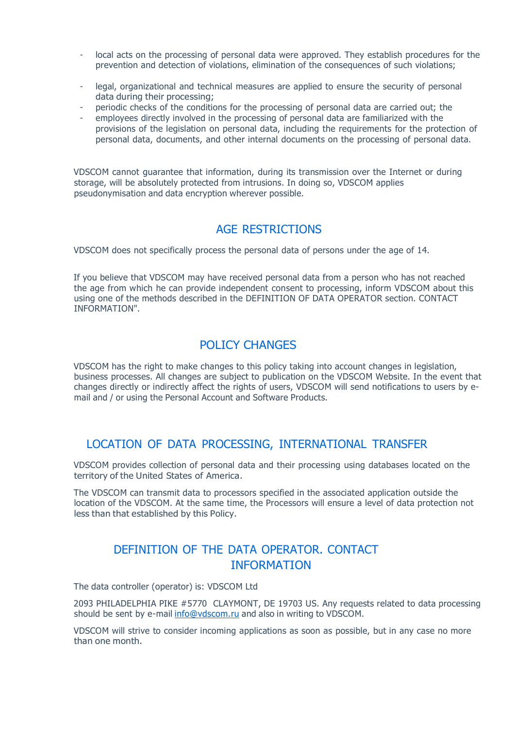- local acts on the processing of personal data were approved. They establish procedures for the prevention and detection of violations, elimination of the consequences of such violations;
- legal, organizational and technical measures are applied to ensure the security of personal data during their processing;
- periodic checks of the conditions for the processing of personal data are carried out; the
- employees directly involved in the processing of personal data are familiarized with the provisions of the legislation on personal data, including the requirements for the protection of personal data, documents, and other internal documents on the processing of personal data.

VDSCOM cannot guarantee that information, during its transmission over the Internet or during storage, will be absolutely protected from intrusions. In doing so, VDSCOM applies pseudonymisation and data encryption wherever possible.

## AGE RESTRICTIONS

VDSCOM does not specifically process the personal data of persons under the age of 14.

If you believe that VDSCOM may have received personal data from a person who has not reached the age from which he can provide independent consent to processing, inform VDSCOM about this using one of the methods described in the DEFINITION OF DATA OPERATOR section. CONTACT INFORMATION".

## POLICY CHANGES

VDSCOM has the right to make changes to this policy taking into account changes in legislation, business processes. All changes are subject to publication on the VDSCOM Website. In the event that changes directly or indirectly affect the rights of users, VDSCOM will send notifications to users by e-mail and / or using the Personal Account and Software Products.

## LOCATION OF DATA PROCESSING, INTERNATIONAL TRANSFER

VDSCOM provides collection of personal data and their processing using databases located on the territory of the United States of America.

The VDSCOM can transmit data to processors specified in the associated application outside the location of the VDSCOM. At the same time, the Processors will ensure a level of data protection not less than that established by this Policy.

## DEFINITION OF THE DATA OPERATOR. CONTACT INFORMATION

The data controller (operator) is: VDSCOM Ltd

2093 PHILADELPHIA PIKE #5770 CLAYMONT, DE 19703 US. Any requests related to data processing should be sent by e-mail info@vdscom.ru and also in writing to VDSCOM.

VDSCOM will strive to consider incoming applications as soon as possible, but in any case no more than one month.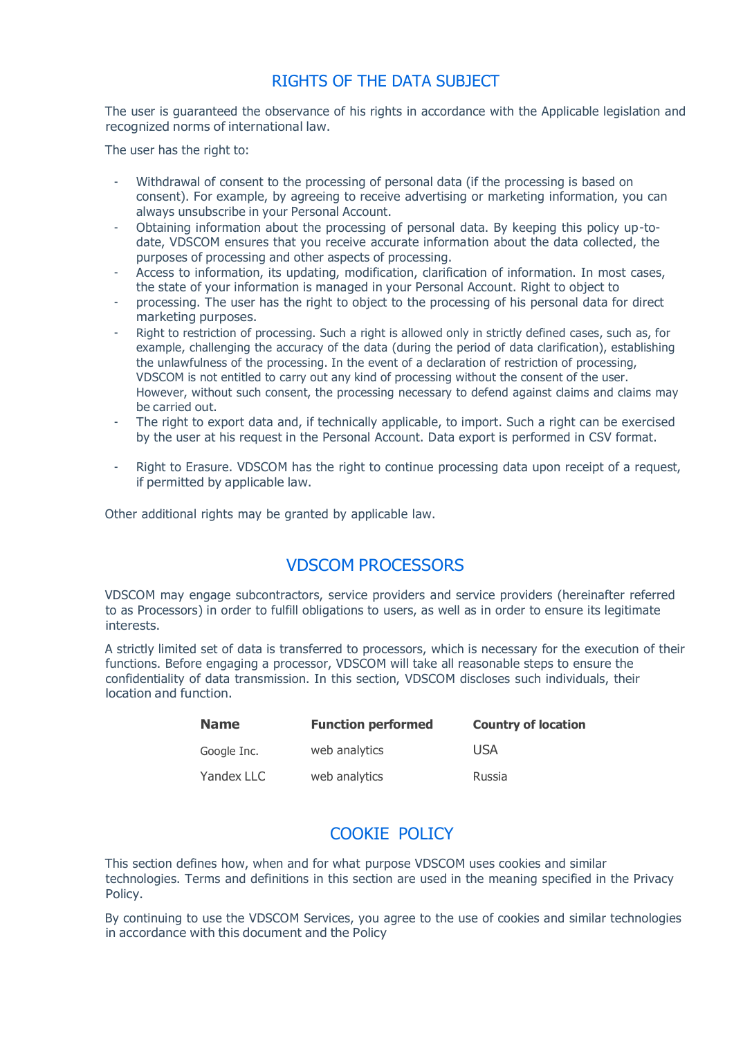## RIGHTS OF THE DATA SUBJECT

The user is guaranteed the observance of his rights in accordance with the Applicable legislation and recognized norms of international law.

The user has the right to:

- Withdrawal of consent to the processing of personal data (if the processing is based on consent). For example, by agreeing to receive advertising or marketing information, you can always unsubscribe in your Personal Account.
- Obtaining information about the processing of personal data. By keeping this policy up-to-date, VDSCOM ensures that you receive accurate information about the data collected, the purposes of processing and other aspects of processing.
- Access to information, its updating, modification, clarification of information. In most cases, the state of your information is managed in your Personal Account. Right to object to
- processing. The user has the right to object to the processing of his personal data for direct marketing purposes.
- Right to restriction of processing. Such a right is allowed only in strictly defined cases, such as, for example, challenging the accuracy of the data (during the period of data clarification), establishing the unlawfulness of the processing. In the event of a declaration of restriction of processing, VDSCOM is not entitled to carry out any kind of processing without the consent of the user. However, without such consent, the processing necessary to defend against claims and claims may be carried out.
- The right to export data and, if technically applicable, to import. Such a right can be exercised by the user at his request in the Personal Account. Data export is performed in CSV format.
- Right to Erasure. VDSCOM has the right to continue processing data upon receipt of a request, if permitted by applicable law.

Other additional rights may be granted by applicable law.

## VDSCOM PROCESSORS

VDSCOM may engage subcontractors, service providers and service providers (hereinafter referred to as Processors) in order to fulfill obligations to users, as well as in order to ensure its legitimate interests.

A strictly limited set of data is transferred to processors, which is necessary for the execution of their functions. Before engaging a processor, VDSCOM will take all reasonable steps to ensure the confidentiality of data transmission. In this section, VDSCOM discloses such individuals, their location and function.

| Name | Function performed | Country of location |
|---|---|---|
| Google Inc. | web analytics | USA |
| Yandex LLC | web analytics | Russia |

## COOKIE POLICY

This section defines how, when and for what purpose VDSCOM uses cookies and similar technologies. Terms and definitions in this section are used in the meaning specified in the Privacy Policy.

By continuing to use the VDSCOM Services, you agree to the use of cookies and similar technologies in accordance with this document and the Policy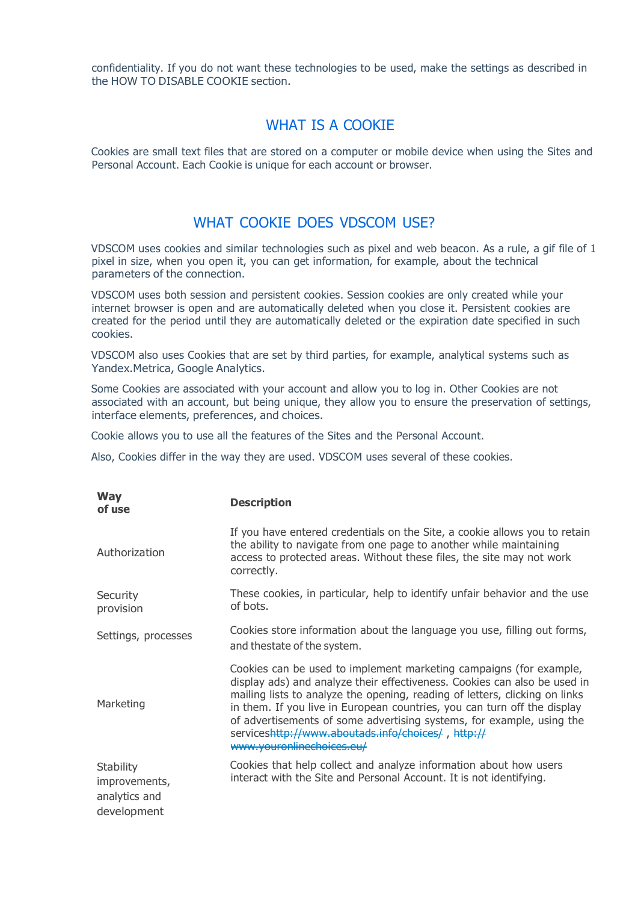confidentiality. If you do not want these technologies to be used, make the settings as described in the HOW TO DISABLE COOKIE section.

## WHAT IS A COOKIE

Cookies are small text files that are stored on a computer or mobile device when using the Sites and Personal Account. Each Cookie is unique for each account or browser.

## WHAT COOKIE DOES VDSCOM USE?

VDSCOM uses cookies and similar technologies such as pixel and web beacon. As a rule, a gif file of 1 pixel in size, when you open it, you can get information, for example, about the technical parameters of the connection.

VDSCOM uses both session and persistent cookies. Session cookies are only created while your internet browser is open and are automatically deleted when you close it. Persistent cookies are created for the period until they are automatically deleted or the expiration date specified in such cookies.

VDSCOM also uses Cookies that are set by third parties, for example, analytical systems such as Yandex.Metrica, Google Analytics.

Some Cookies are associated with your account and allow you to log in. Other Cookies are not associated with an account, but being unique, they allow you to ensure the preservation of settings, interface elements, preferences, and choices.

Cookie allows you to use all the features of the Sites and the Personal Account.

Also, Cookies differ in the way they are used. VDSCOM uses several of these cookies.

| **Way of use** | **Description** |
|---|---|
| Authorization | If you have entered credentials on the Site, a cookie allows you to retain the ability to navigate from one page to another while maintaining access to protected areas. Without these files, the site may not work correctly. |
| Security provision | These cookies, in particular, help to identify unfair behavior and the use of bots. |
| Settings, processes | Cookies store information about the language you use, filling out forms, and thestate of the system. |
| Marketing | Cookies can be used to implement marketing campaigns (for example, display ads) and analyze their effectiveness. Cookies can also be used in mailing lists to analyze the opening, reading of letters, clicking on links in them. If you live in European countries, you can turn off the display of advertisements of some advertising systems, for example, using the serviceshttp://www.aboutads.info/choices/ , http://www.youronlinechoices.eu/ |
| Stability improvements, analytics and development | Cookies that help collect and analyze information about how users interact with the Site and Personal Account. It is not identifying. |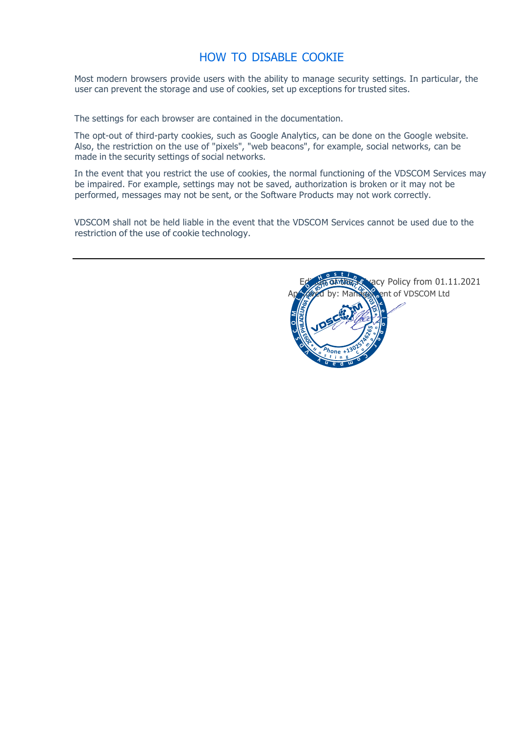# HOW TO DISABLE COOKIE

Most modern browsers provide users with the ability to manage security settings. In particular, the user can prevent the storage and use of cookies, set up exceptions for trusted sites.

The settings for each browser are contained in the documentation.

The opt-out of third-party cookies, such as Google Analytics, can be done on the Google website. Also, the restriction on the use of "pixels", "web beacons", for example, social networks, can be made in the security settings of social networks.

In the event that you restrict the use of cookies, the normal functioning of the VDSCOM Services may be impaired. For example, settings may not be saved, authorization is broken or it may not be performed, messages may not be sent, or the Software Products may not work correctly.

VDSCOM shall not be held liable in the event that the VDSCOM Services cannot be used due to the restriction of the use of cookie technology.

---

Edition of Privacy Policy from 01.11.2021

Approved by: Management of VDSCOM Ltd